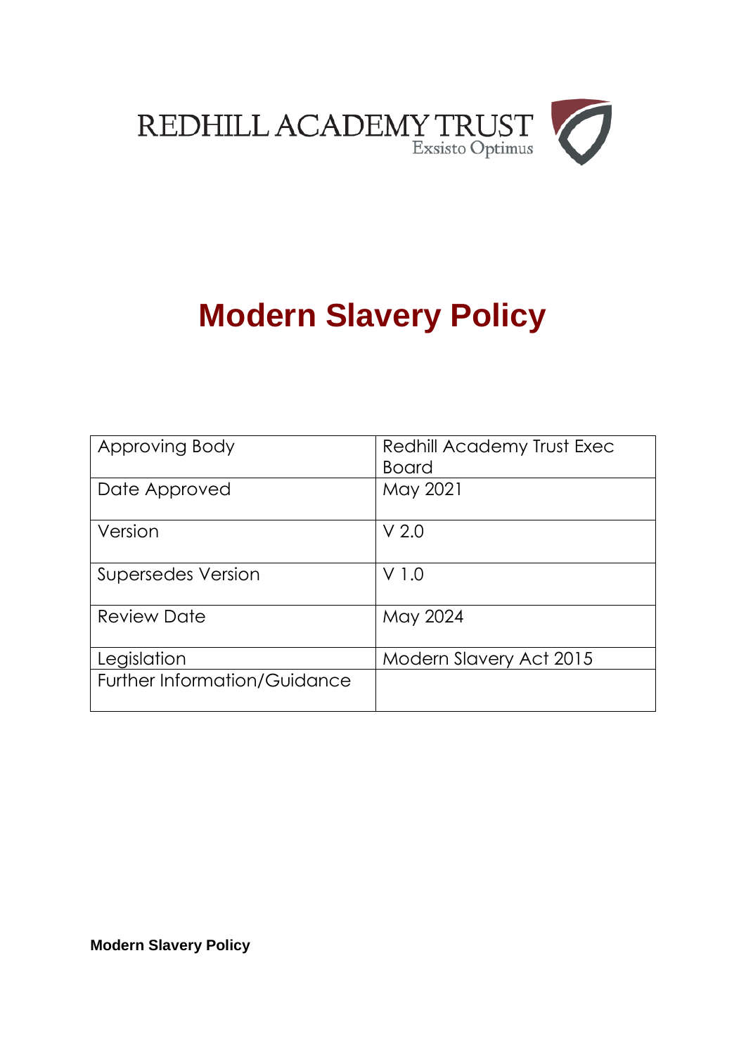REDHILL ACADEMY TRUST
Exsisto Optimus

# Modern Slavery Policy

| Approving Body | Redhill Academy Trust Exec Board |
|---|---|
| Date Approved | May 2021 |
| Version | V 2.0 |
| Supersedes Version | V 1.0 |
| Review Date | May 2024 |
| Legislation | Modern Slavery Act 2015 |
| Further Information/Guidance | |

**Modern Slavery Policy**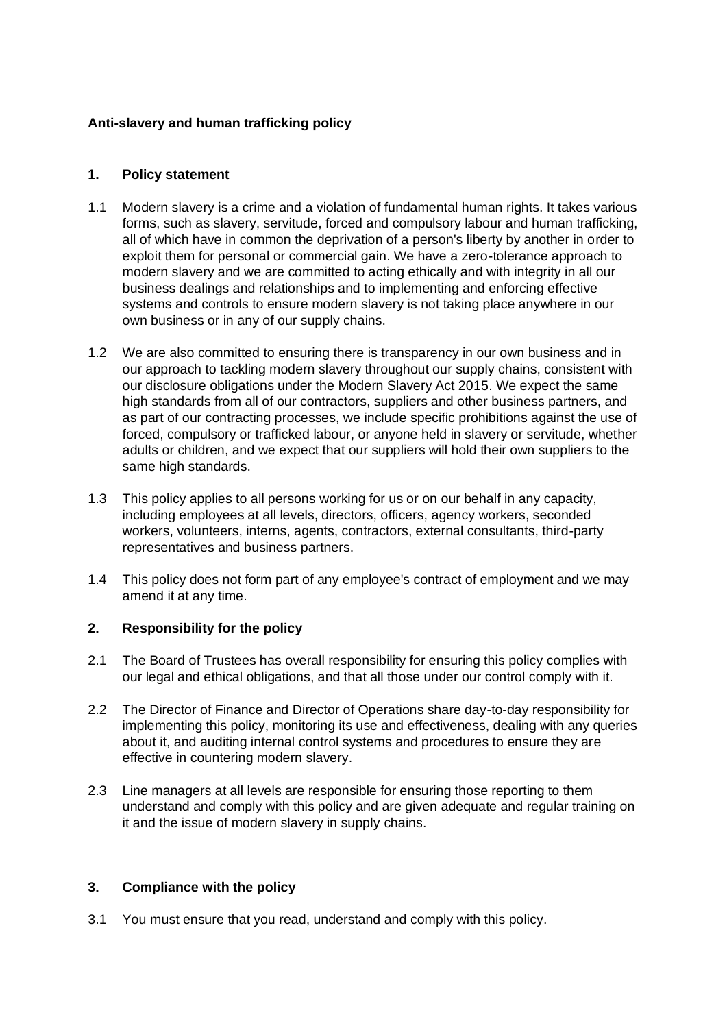**Anti-slavery and human trafficking policy**

## 1. Policy statement

1.1 Modern slavery is a crime and a violation of fundamental human rights. It takes various forms, such as slavery, servitude, forced and compulsory labour and human trafficking, all of which have in common the deprivation of a person's liberty by another in order to exploit them for personal or commercial gain. We have a zero-tolerance approach to modern slavery and we are committed to acting ethically and with integrity in all our business dealings and relationships and to implementing and enforcing effective systems and controls to ensure modern slavery is not taking place anywhere in our own business or in any of our supply chains.

1.2 We are also committed to ensuring there is transparency in our own business and in our approach to tackling modern slavery throughout our supply chains, consistent with our disclosure obligations under the Modern Slavery Act 2015. We expect the same high standards from all of our contractors, suppliers and other business partners, and as part of our contracting processes, we include specific prohibitions against the use of forced, compulsory or trafficked labour, or anyone held in slavery or servitude, whether adults or children, and we expect that our suppliers will hold their own suppliers to the same high standards.

1.3 This policy applies to all persons working for us or on our behalf in any capacity, including employees at all levels, directors, officers, agency workers, seconded workers, volunteers, interns, agents, contractors, external consultants, third-party representatives and business partners.

1.4 This policy does not form part of any employee's contract of employment and we may amend it at any time.

## 2. Responsibility for the policy

2.1 The Board of Trustees has overall responsibility for ensuring this policy complies with our legal and ethical obligations, and that all those under our control comply with it.

2.2 The Director of Finance and Director of Operations share day-to-day responsibility for implementing this policy, monitoring its use and effectiveness, dealing with any queries about it, and auditing internal control systems and procedures to ensure they are effective in countering modern slavery.

2.3 Line managers at all levels are responsible for ensuring those reporting to them understand and comply with this policy and are given adequate and regular training on it and the issue of modern slavery in supply chains.

## 3. Compliance with the policy

3.1 You must ensure that you read, understand and comply with this policy.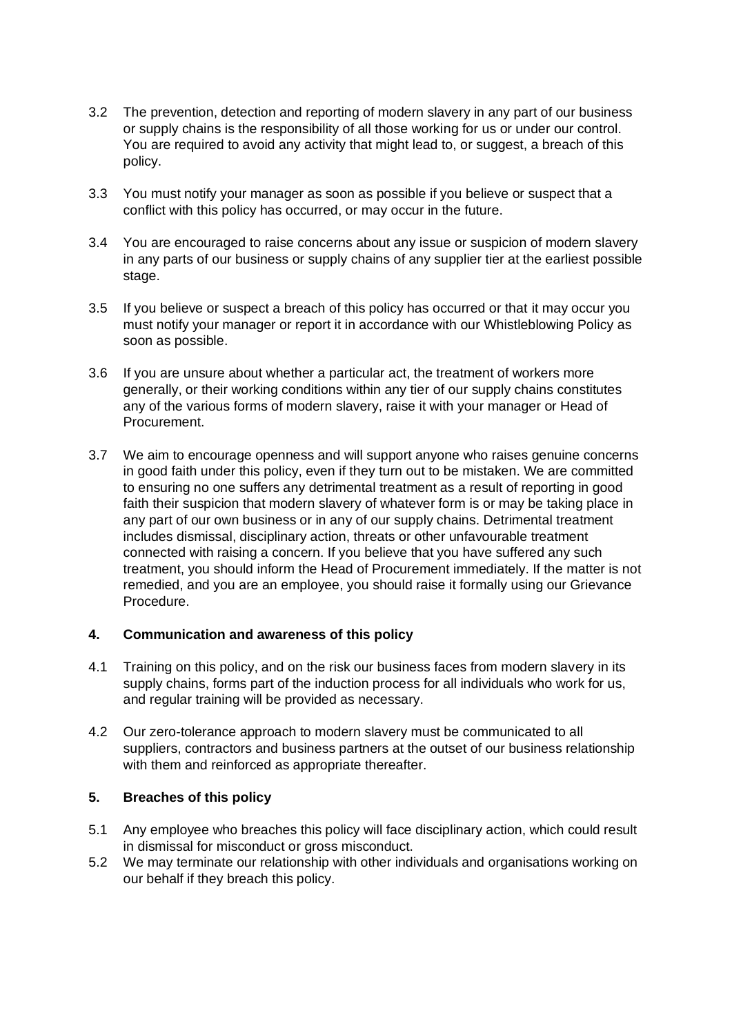3.2 The prevention, detection and reporting of modern slavery in any part of our business or supply chains is the responsibility of all those working for us or under our control. You are required to avoid any activity that might lead to, or suggest, a breach of this policy.

3.3 You must notify your manager as soon as possible if you believe or suspect that a conflict with this policy has occurred, or may occur in the future.

3.4 You are encouraged to raise concerns about any issue or suspicion of modern slavery in any parts of our business or supply chains of any supplier tier at the earliest possible stage.

3.5 If you believe or suspect a breach of this policy has occurred or that it may occur you must notify your manager or report it in accordance with our Whistleblowing Policy as soon as possible.

3.6 If you are unsure about whether a particular act, the treatment of workers more generally, or their working conditions within any tier of our supply chains constitutes any of the various forms of modern slavery, raise it with your manager or Head of Procurement.

3.7 We aim to encourage openness and will support anyone who raises genuine concerns in good faith under this policy, even if they turn out to be mistaken. We are committed to ensuring no one suffers any detrimental treatment as a result of reporting in good faith their suspicion that modern slavery of whatever form is or may be taking place in any part of our own business or in any of our supply chains. Detrimental treatment includes dismissal, disciplinary action, threats or other unfavourable treatment connected with raising a concern. If you believe that you have suffered any such treatment, you should inform the Head of Procurement immediately. If the matter is not remedied, and you are an employee, you should raise it formally using our Grievance Procedure.

## 4. Communication and awareness of this policy

4.1 Training on this policy, and on the risk our business faces from modern slavery in its supply chains, forms part of the induction process for all individuals who work for us, and regular training will be provided as necessary.

4.2 Our zero-tolerance approach to modern slavery must be communicated to all suppliers, contractors and business partners at the outset of our business relationship with them and reinforced as appropriate thereafter.

## 5. Breaches of this policy

5.1 Any employee who breaches this policy will face disciplinary action, which could result in dismissal for misconduct or gross misconduct.

5.2 We may terminate our relationship with other individuals and organisations working on our behalf if they breach this policy.